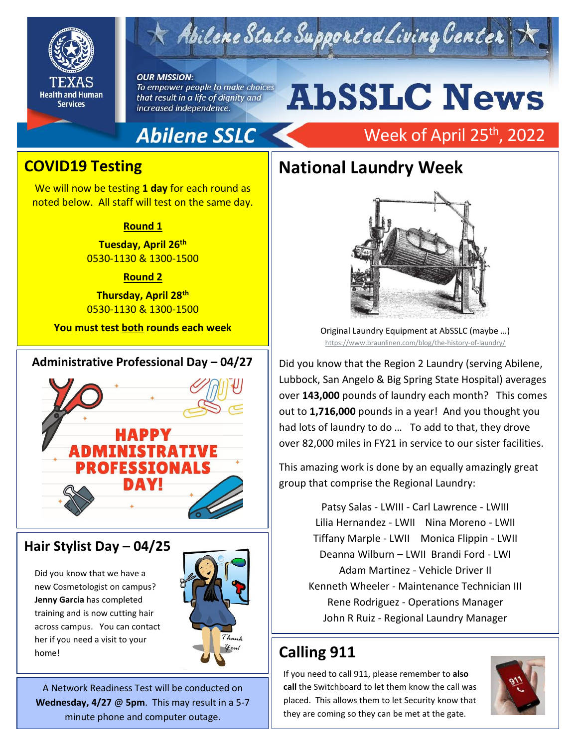# AbSSLC News

Abilene State Supported Living Center

**OUR MISSION:**
*To empower people to make choices that result in a life of dignity and increased independence.*

Abilene SSLC

Week of April 25th, 2022

## COVID19 Testing

We will now be testing **1 day** for each round as noted below. All staff will test on the same day.

**Round 1**

**Tuesday, April 26th**
0530-1130 & 1300-1500

**Round 2**

**Thursday, April 28th**
0530-1130 & 1300-1500

**You must test both rounds each week**

## Administrative Professional Day – 04/27

HAPPY ADMINISTRATIVE PROFESSIONALS DAY!

## Hair Stylist Day – 04/25

Did you know that we have a new Cosmetologist on campus? **Jenny Garcia** has completed training and is now cutting hair across campus. You can contact her if you need a visit to your home!

A Network Readiness Test will be conducted on **Wednesday, 4/27 @ 5pm**. This may result in a 5-7 minute phone and computer outage.

## National Laundry Week

Original Laundry Equipment at AbSSLC (maybe …)
https://www.braunlinen.com/blog/the-history-of-laundry/

Did you know that the Region 2 Laundry (serving Abilene, Lubbock, San Angelo & Big Spring State Hospital) averages over **143,000** pounds of laundry each month? This comes out to **1,716,000** pounds in a year! And you thought you had lots of laundry to do … To add to that, they drove over 82,000 miles in FY21 in service to our sister facilities.

This amazing work is done by an equally amazingly great group that comprise the Regional Laundry:

Patsy Salas - LWIII - Carl Lawrence - LWIII
Lilia Hernandez - LWII Nina Moreno - LWII
Tiffany Marple - LWII Monica Flippin - LWII
Deanna Wilburn – LWII Brandi Ford - LWI
Adam Martinez - Vehicle Driver II
Kenneth Wheeler - Maintenance Technician III
Rene Rodriguez - Operations Manager
John R Ruiz - Regional Laundry Manager

## Calling 911

If you need to call 911, please remember to **also call** the Switchboard to let them know the call was placed. This allows them to let Security know that they are coming so they can be met at the gate.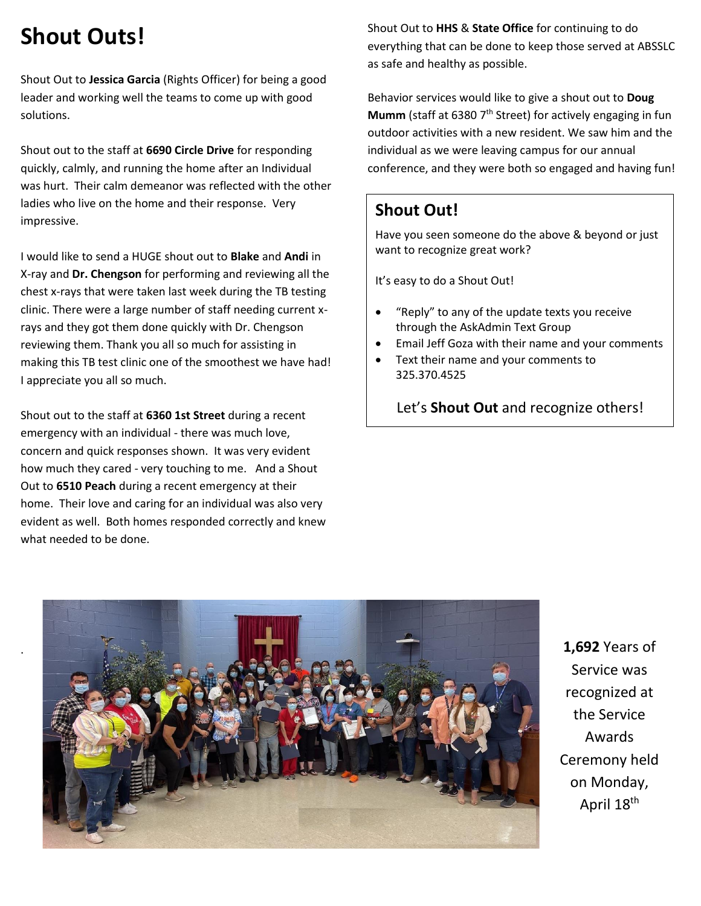# Shout Outs!

Shout Out to **Jessica Garcia** (Rights Officer) for being a good leader and working well the teams to come up with good solutions.

Shout out to the staff at **6690 Circle Drive** for responding quickly, calmly, and running the home after an Individual was hurt. Their calm demeanor was reflected with the other ladies who live on the home and their response. Very impressive.

I would like to send a HUGE shout out to **Blake** and **Andi** in X-ray and **Dr. Chengson** for performing and reviewing all the chest x-rays that were taken last week during the TB testing clinic. There were a large number of staff needing current x-rays and they got them done quickly with Dr. Chengson reviewing them. Thank you all so much for assisting in making this TB test clinic one of the smoothest we have had! I appreciate you all so much.

Shout out to the staff at **6360 1st Street** during a recent emergency with an individual - there was much love, concern and quick responses shown. It was very evident how much they cared - very touching to me. And a Shout Out to **6510 Peach** during a recent emergency at their home. Their love and caring for an individual was also very evident as well. Both homes responded correctly and knew what needed to be done.

Shout Out to **HHS** & **State Office** for continuing to do everything that can be done to keep those served at ABSSLC as safe and healthy as possible.

Behavior services would like to give a shout out to **Doug Mumm** (staff at 6380 7th Street) for actively engaging in fun outdoor activities with a new resident. We saw him and the individual as we were leaving campus for our annual conference, and they were both so engaged and having fun!

## Shout Out!

Have you seen someone do the above & beyond or just want to recognize great work?

It's easy to do a Shout Out!

- "Reply" to any of the update texts you receive through the AskAdmin Text Group
- Email Jeff Goza with their name and your comments
- Text their name and your comments to 325.370.4525

Let's **Shout Out** and recognize others!

**1,692** Years of Service was recognized at the Service Awards Ceremony held on Monday, April 18th